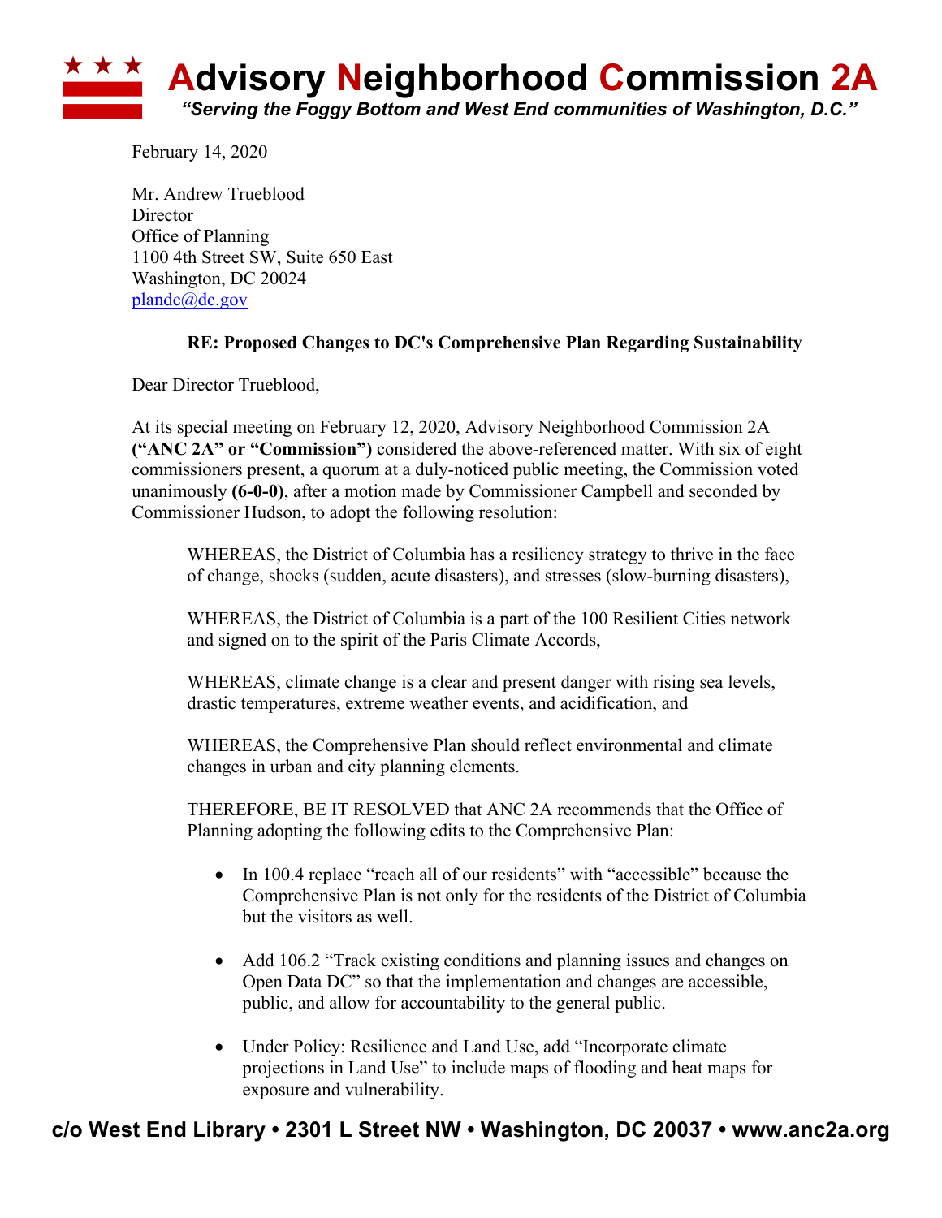# Advisory Neighborhood Commission 2A

*"Serving the Foggy Bottom and West End communities of Washington, D.C."*

February 14, 2020

Mr. Andrew Trueblood
Director
Office of Planning
1100 4th Street SW, Suite 650 East
Washington, DC 20024
plandc@dc.gov

**RE: Proposed Changes to DC's Comprehensive Plan Regarding Sustainability**

Dear Director Trueblood,

At its special meeting on February 12, 2020, Advisory Neighborhood Commission 2A **("ANC 2A" or "Commission")** considered the above-referenced matter. With six of eight commissioners present, a quorum at a duly-noticed public meeting, the Commission voted unanimously **(6-0-0)**, after a motion made by Commissioner Campbell and seconded by Commissioner Hudson, to adopt the following resolution:

> WHEREAS, the District of Columbia has a resiliency strategy to thrive in the face of change, shocks (sudden, acute disasters), and stresses (slow-burning disasters),
>
> WHEREAS, the District of Columbia is a part of the 100 Resilient Cities network and signed on to the spirit of the Paris Climate Accords,
>
> WHEREAS, climate change is a clear and present danger with rising sea levels, drastic temperatures, extreme weather events, and acidification, and
>
> WHEREAS, the Comprehensive Plan should reflect environmental and climate changes in urban and city planning elements.
>
> THEREFORE, BE IT RESOLVED that ANC 2A recommends that the Office of Planning adopting the following edits to the Comprehensive Plan:
>
> - In 100.4 replace "reach all of our residents" with "accessible" because the Comprehensive Plan is not only for the residents of the District of Columbia but the visitors as well.
> - Add 106.2 "Track existing conditions and planning issues and changes on Open Data DC" so that the implementation and changes are accessible, public, and allow for accountability to the general public.
> - Under Policy: Resilience and Land Use, add "Incorporate climate projections in Land Use" to include maps of flooding and heat maps for exposure and vulnerability.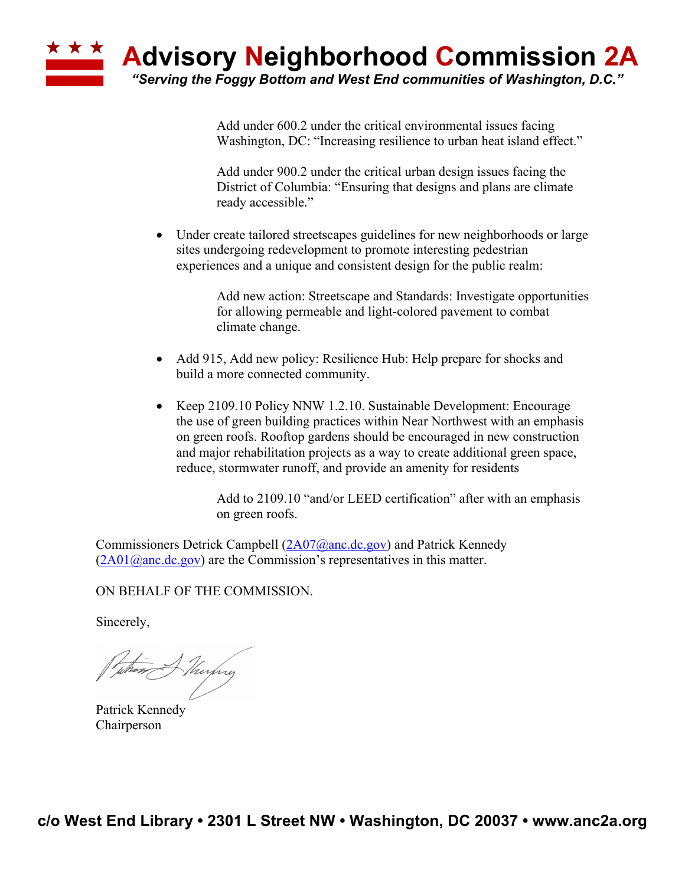Add under 600.2 under the critical environmental issues facing Washington, DC: "Increasing resilience to urban heat island effect."

Add under 900.2 under the critical urban design issues facing the District of Columbia: "Ensuring that designs and plans are climate ready accessible."

- Under create tailored streetscapes guidelines for new neighborhoods or large sites undergoing redevelopment to promote interesting pedestrian experiences and a unique and consistent design for the public realm:

  Add new action: Streetscape and Standards: Investigate opportunities for allowing permeable and light-colored pavement to combat climate change.

- Add 915, Add new policy: Resilience Hub: Help prepare for shocks and build a more connected community.

- Keep 2109.10 Policy NNW 1.2.10. Sustainable Development: Encourage the use of green building practices within Near Northwest with an emphasis on green roofs. Rooftop gardens should be encouraged in new construction and major rehabilitation projects as a way to create additional green space, reduce, stormwater runoff, and provide an amenity for residents

  Add to 2109.10 "and/or LEED certification" after with an emphasis on green roofs.

Commissioners Detrick Campbell (2A07@anc.dc.gov) and Patrick Kennedy (2A01@anc.dc.gov) are the Commission's representatives in this matter.

ON BEHALF OF THE COMMISSION.

Sincerely,

Patrick Kennedy
Chairperson